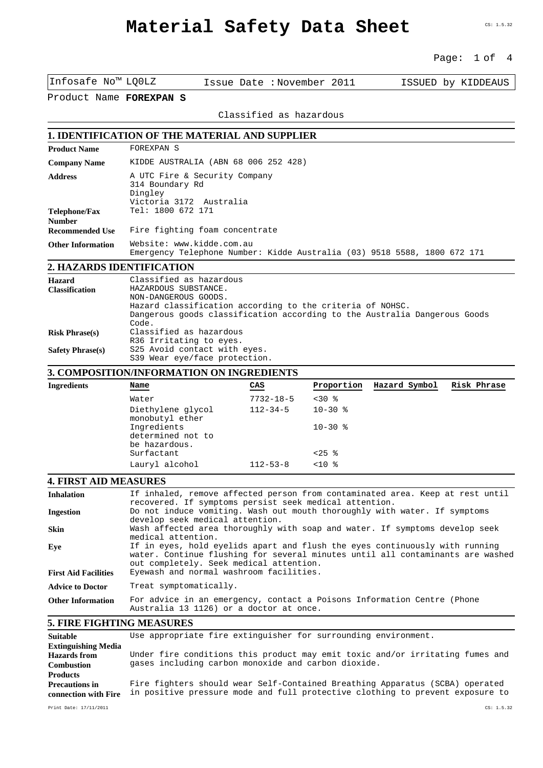# Material Safety Data Sheet

Infosafe No™ LQ0LZ | Issue Date : November 2011 | ISSUED by KIDDEAUS

Product Name **FOREXPAN S**

Classified as hazardous

## 1. IDENTIFICATION OF THE MATERIAL AND SUPPLIER

| | |
|---|---|
| **Product Name** | FOREXPAN S |
| **Company Name** | KIDDE AUSTRALIA (ABN 68 006 252 428) |
| **Address** | A UTC Fire & Security Company<br>314 Boundary Rd<br>Dingley<br>Victoria 3172 Australia |
| **Telephone/Fax Number** | Tel: 1800 672 171 |
| **Recommended Use** | Fire fighting foam concentrate |
| **Other Information** | Website: www.kidde.com.au<br>Emergency Telephone Number: Kidde Australia (03) 9518 5588, 1800 672 171 |

## 2. HAZARDS IDENTIFICATION

| | |
|---|---|
| **Hazard Classification** | Classified as hazardous<br>HAZARDOUS SUBSTANCE.<br>NON-DANGEROUS GOODS.<br>Hazard classification according to the criteria of NOHSC.<br>Dangerous goods classification according to the Australia Dangerous Goods Code. |
| **Risk Phrase(s)** | Classified as hazardous<br>R36 Irritating to eyes. |
| **Safety Phrase(s)** | S25 Avoid contact with eyes.<br>S39 Wear eye/face protection. |

## 3. COMPOSITION/INFORMATION ON INGREDIENTS

**Ingredients**

| Name | CAS | Proportion | Hazard Symbol | Risk Phrase |
|---|---|---|---|---|
| Water | 7732-18-5 | <30 % | | |
| Diethylene glycol monobutyl ether | 112-34-5 | 10-30 % | | |
| Ingredients determined not to be hazardous. | | 10-30 % | | |
| Surfactant | | <25 % | | |
| Lauryl alcohol | 112-53-8 | <10 % | | |

## 4. FIRST AID MEASURES

| | |
|---|---|
| **Inhalation** | If inhaled, remove affected person from contaminated area. Keep at rest until recovered. If symptoms persist seek medical attention. |
| **Ingestion** | Do not induce vomiting. Wash out mouth thoroughly with water. If symptoms develop seek medical attention. |
| **Skin** | Wash affected area thoroughly with soap and water. If symptoms develop seek medical attention. |
| **Eye** | If in eyes, hold eyelids apart and flush the eyes continuously with running water. Continue flushing for several minutes until all contaminants are washed out completely. Seek medical attention. |
| **First Aid Facilities** | Eyewash and normal washroom facilities. |
| **Advice to Doctor** | Treat symptomatically. |
| **Other Information** | For advice in an emergency, contact a Poisons Information Centre (Phone Australia 13 1126) or a doctor at once. |

## 5. FIRE FIGHTING MEASURES

| | |
|---|---|
| **Suitable Extinguishing Media** | Use appropriate fire extinguisher for surrounding environment. |
| **Hazards from Combustion Products** | Under fire conditions this product may emit toxic and/or irritating fumes and gases including carbon monoxide and carbon dioxide. |
| **Precautions in connection with Fire** | Fire fighters should wear Self-Contained Breathing Apparatus (SCBA) operated in positive pressure mode and full protective clothing to prevent exposure to |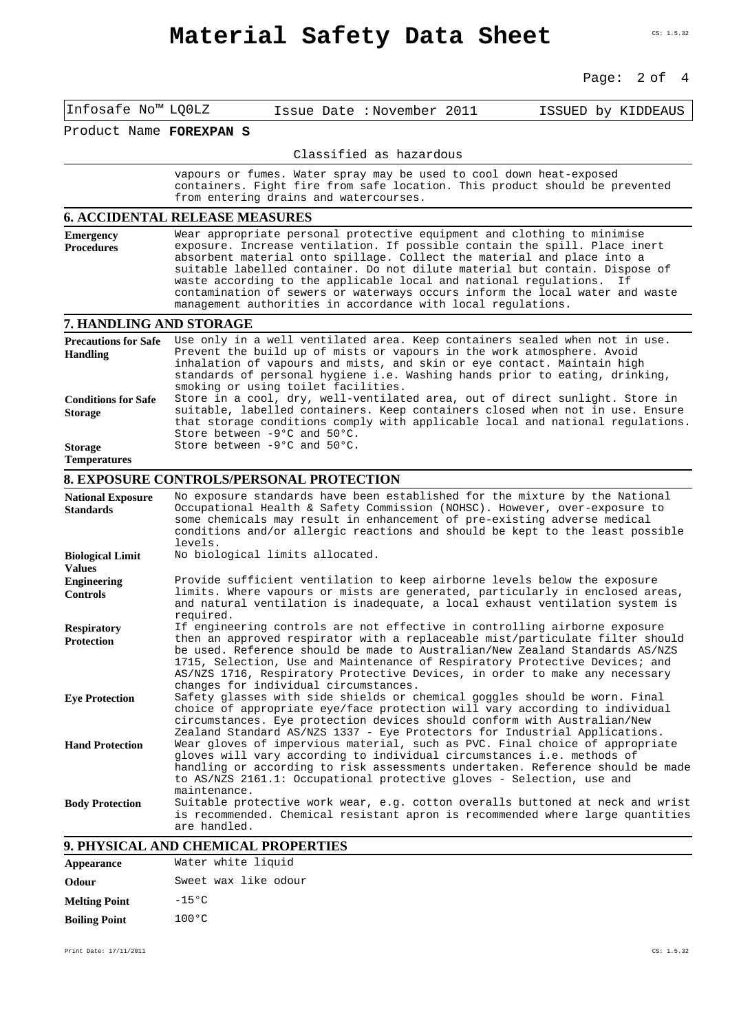Classified as hazardous

vapours or fumes. Water spray may be used to cool down heat-exposed containers. Fight fire from safe location. This product should be prevented from entering drains and watercourses.

## 6. ACCIDENTAL RELEASE MEASURES

**Emergency Procedures**
Wear appropriate personal protective equipment and clothing to minimise exposure. Increase ventilation. If possible contain the spill. Place inert absorbent material onto spillage. Collect the material and place into a suitable labelled container. Do not dilute material but contain. Dispose of waste according to the applicable local and national regulations. If contamination of sewers or waterways occurs inform the local water and waste management authorities in accordance with local regulations.

## 7. HANDLING AND STORAGE

**Precautions for Safe Handling**
Use only in a well ventilated area. Keep containers sealed when not in use. Prevent the build up of mists or vapours in the work atmosphere. Avoid inhalation of vapours and mists, and skin or eye contact. Maintain high standards of personal hygiene i.e. Washing hands prior to eating, drinking, smoking or using toilet facilities.

**Conditions for Safe Storage**
Store in a cool, dry, well-ventilated area, out of direct sunlight. Store in suitable, labelled containers. Keep containers closed when not in use. Ensure that storage conditions comply with applicable local and national regulations. Store between -9°C and 50°C.

**Storage Temperatures**
Store between -9°C and 50°C.

## 8. EXPOSURE CONTROLS/PERSONAL PROTECTION

**National Exposure Standards**
No exposure standards have been established for the mixture by the National Occupational Health & Safety Commission (NOHSC). However, over-exposure to some chemicals may result in enhancement of pre-existing adverse medical conditions and/or allergic reactions and should be kept to the least possible levels.

**Biological Limit Values**
No biological limits allocated.

**Engineering Controls**
Provide sufficient ventilation to keep airborne levels below the exposure limits. Where vapours or mists are generated, particularly in enclosed areas, and natural ventilation is inadequate, a local exhaust ventilation system is required.

**Respiratory Protection**
If engineering controls are not effective in controlling airborne exposure then an approved respirator with a replaceable mist/particulate filter should be used. Reference should be made to Australian/New Zealand Standards AS/NZS 1715, Selection, Use and Maintenance of Respiratory Protective Devices; and AS/NZS 1716, Respiratory Protective Devices, in order to make any necessary changes for individual circumstances.

**Eye Protection**
Safety glasses with side shields or chemical goggles should be worn. Final choice of appropriate eye/face protection will vary according to individual circumstances. Eye protection devices should conform with Australian/New Zealand Standard AS/NZS 1337 - Eye Protectors for Industrial Applications.

**Hand Protection**
Wear gloves of impervious material, such as PVC. Final choice of appropriate gloves will vary according to individual circumstances i.e. methods of handling or according to risk assessments undertaken. Reference should be made to AS/NZS 2161.1: Occupational protective gloves - Selection, use and maintenance.

**Body Protection**
Suitable protective work wear, e.g. cotton overalls buttoned at neck and wrist is recommended. Chemical resistant apron is recommended where large quantities are handled.

## 9. PHYSICAL AND CHEMICAL PROPERTIES

**Appearance**
Water white liquid

**Odour**
Sweet wax like odour

**Melting Point**
-15°C

**Boiling Point**
100°C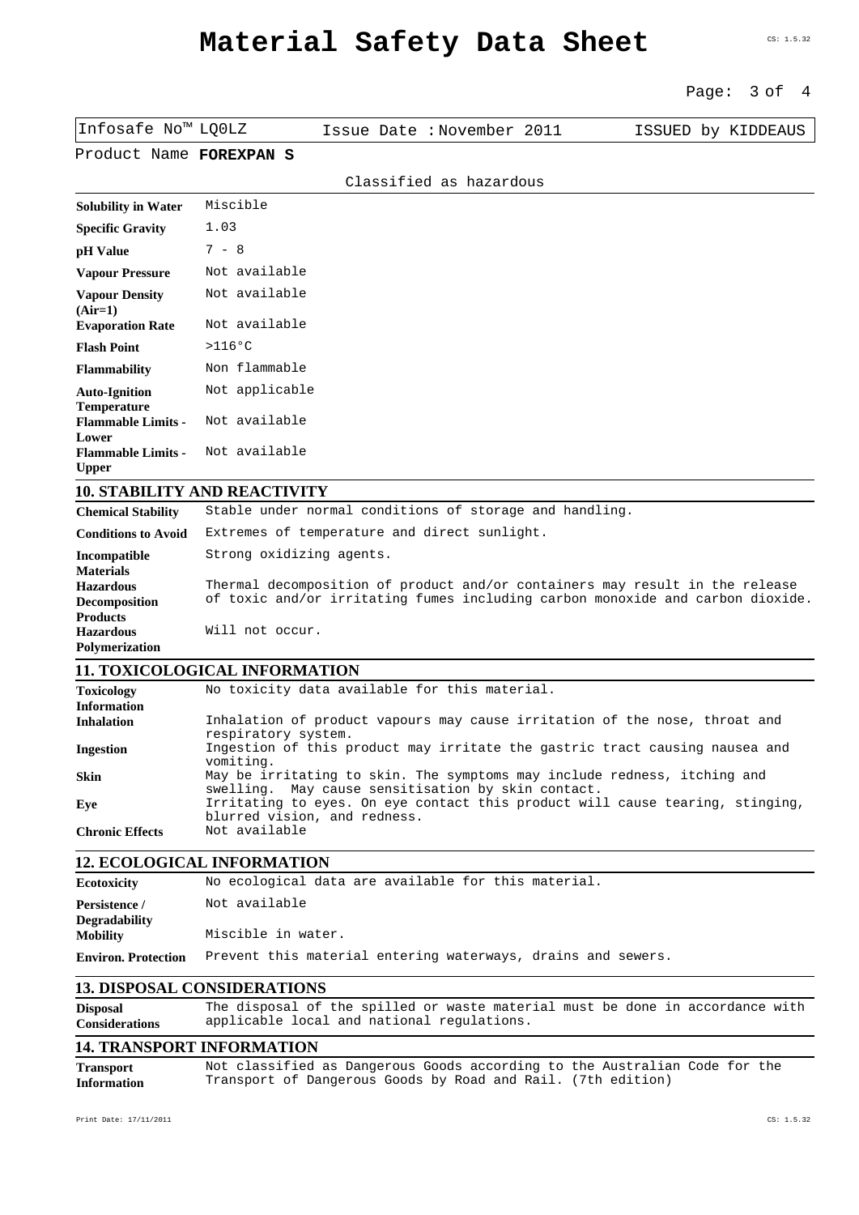Infosafe No™ LQ0LZ | Issue Date : November 2011 | ISSUED by KIDDEAUS

Product Name **FOREXPAN S**

Classified as hazardous

| | |
|---|---|
| **Solubility in Water** | Miscible |
| **Specific Gravity** | 1.03 |
| **pH Value** | 7 - 8 |
| **Vapour Pressure** | Not available |
| **Vapour Density (Air=1)** | Not available |
| **Evaporation Rate** | Not available |
| **Flash Point** | >116°C |
| **Flammability** | Non flammable |
| **Auto-Ignition Temperature** | Not applicable |
| **Flammable Limits - Lower** | Not available |
| **Flammable Limits - Upper** | Not available |

## 10. STABILITY AND REACTIVITY

| | |
|---|---|
| **Chemical Stability** | Stable under normal conditions of storage and handling. |
| **Conditions to Avoid** | Extremes of temperature and direct sunlight. |
| **Incompatible Materials** | Strong oxidizing agents. |
| **Hazardous Decomposition Products** | Thermal decomposition of product and/or containers may result in the release of toxic and/or irritating fumes including carbon monoxide and carbon dioxide. |
| **Hazardous Polymerization** | Will not occur. |

## 11. TOXICOLOGICAL INFORMATION

| | |
|---|---|
| **Toxicology Information** | No toxicity data available for this material. |
| **Inhalation** | Inhalation of product vapours may cause irritation of the nose, throat and respiratory system. |
| **Ingestion** | Ingestion of this product may irritate the gastric tract causing nausea and vomiting. |
| **Skin** | May be irritating to skin. The symptoms may include redness, itching and swelling. May cause sensitisation by skin contact. |
| **Eye** | Irritating to eyes. On eye contact this product will cause tearing, stinging, blurred vision, and redness. |
| **Chronic Effects** | Not available |

## 12. ECOLOGICAL INFORMATION

| | |
|---|---|
| **Ecotoxicity** | No ecological data are available for this material. |
| **Persistence / Degradability** | Not available |
| **Mobility** | Miscible in water. |
| **Environ. Protection** | Prevent this material entering waterways, drains and sewers. |

## 13. DISPOSAL CONSIDERATIONS

| | |
|---|---|
| **Disposal Considerations** | The disposal of the spilled or waste material must be done in accordance with applicable local and national regulations. |

## 14. TRANSPORT INFORMATION

| | |
|---|---|
| **Transport Information** | Not classified as Dangerous Goods according to the Australian Code for the Transport of Dangerous Goods by Road and Rail. (7th edition) |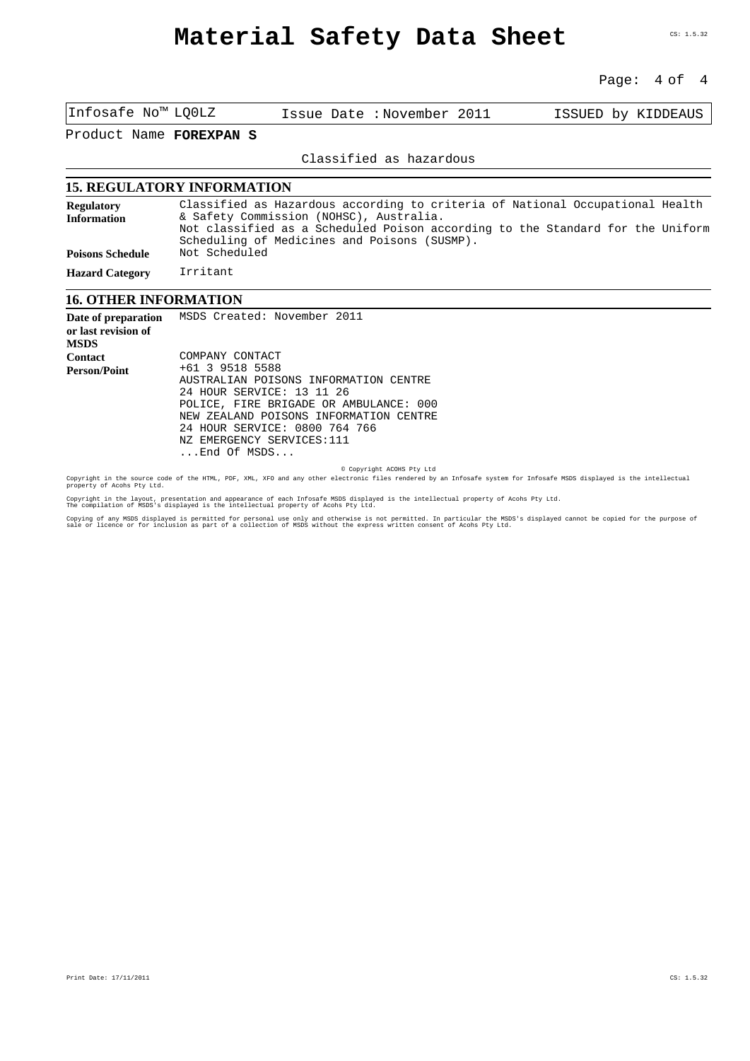Infosafe No™ LQ0LZ | Issue Date : November 2011 | ISSUED by KIDDEAUS

Product Name **FOREXPAN S**

Classified as hazardous

## 15. REGULATORY INFORMATION

| | |
|---|---|
| **Regulatory Information** | Classified as Hazardous according to criteria of National Occupational Health & Safety Commission (NOHSC), Australia. Not classified as a Scheduled Poison according to the Standard for the Uniform Scheduling of Medicines and Poisons (SUSMP). |
| **Poisons Schedule** | Not Scheduled |
| **Hazard Category** | Irritant |

## 16. OTHER INFORMATION

| | |
|---|---|
| **Date of preparation or last revision of MSDS** | MSDS Created: November 2011 |
| **Contact Person/Point** | COMPANY CONTACT<br>+61 3 9518 5588<br>AUSTRALIAN POISONS INFORMATION CENTRE<br>24 HOUR SERVICE: 13 11 26<br>POLICE, FIRE BRIGADE OR AMBULANCE: 000<br>NEW ZEALAND POISONS INFORMATION CENTRE<br>24 HOUR SERVICE: 0800 764 766<br>NZ EMERGENCY SERVICES:111<br>...End Of MSDS... |

© Copyright ACOHS Pty Ltd

Copyright in the source code of the HTML, PDF, XML, XFO and any other electronic files rendered by an Infosafe system for Infosafe MSDS displayed is the intellectual property of Acohs Pty Ltd.

Copyright in the layout, presentation and appearance of each Infosafe MSDS displayed is the intellectual property of Acohs Pty Ltd.
The compilation of MSDS's displayed is the intellectual property of Acohs Pty Ltd.

Copying of any MSDS displayed is permitted for personal use only and otherwise is not permitted. In particular the MSDS's displayed cannot be copied for the purpose of sale or licence or for inclusion as part of a collection of MSDS without the express written consent of Acohs Pty Ltd.

Print Date: 17/11/2011